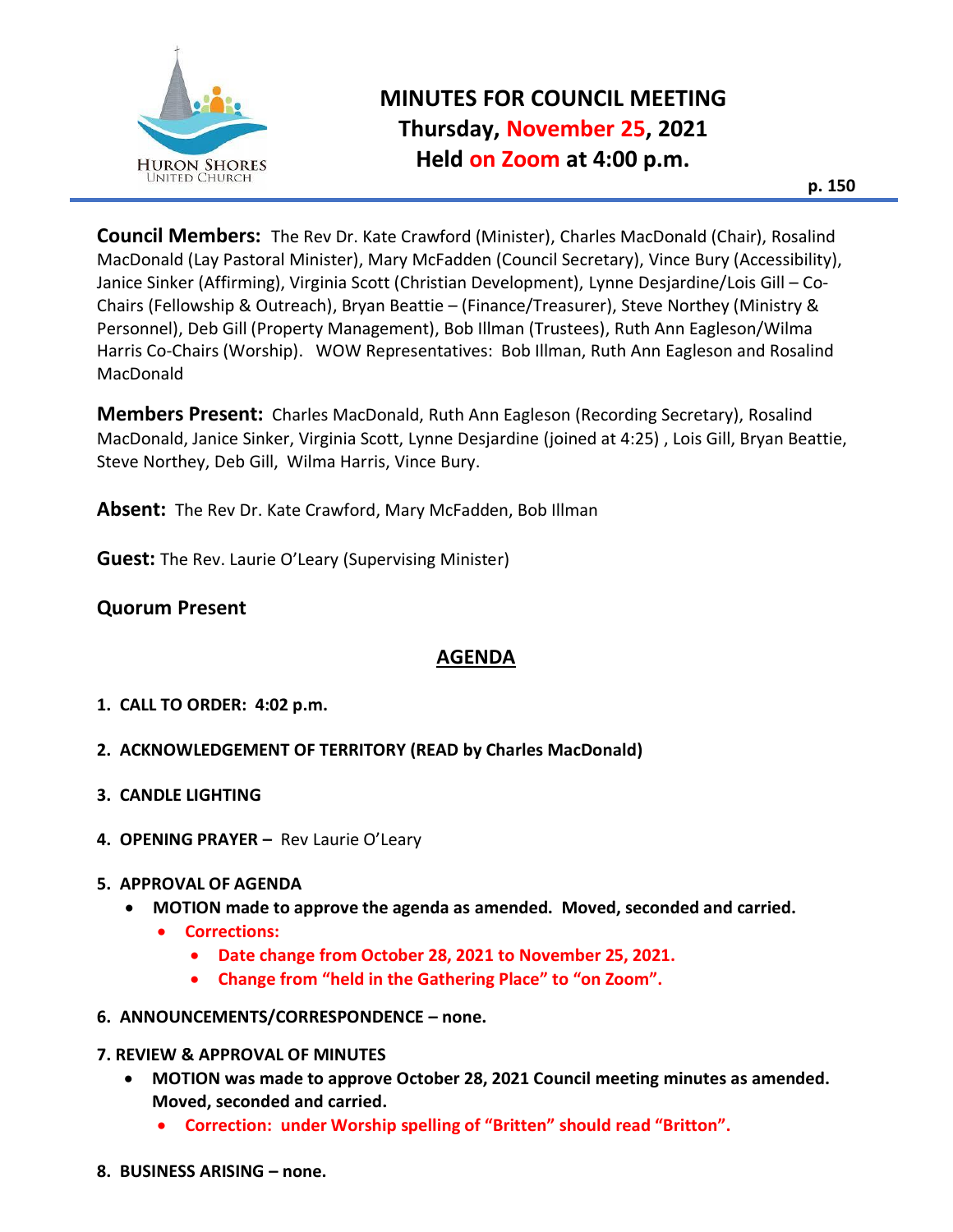# MINUTES FOR COUNCIL MEETING
## Thursday, November 25, 2021
## Held on Zoom at 4:00 p.m.

**p. 150**

**Council Members:** The Rev Dr. Kate Crawford (Minister), Charles MacDonald (Chair), Rosalind MacDonald (Lay Pastoral Minister), Mary McFadden (Council Secretary), Vince Bury (Accessibility), Janice Sinker (Affirming), Virginia Scott (Christian Development), Lynne Desjardine/Lois Gill – Co-Chairs (Fellowship & Outreach), Bryan Beattie – (Finance/Treasurer), Steve Northey (Ministry & Personnel), Deb Gill (Property Management), Bob Illman (Trustees), Ruth Ann Eagleson/Wilma Harris Co-Chairs (Worship). WOW Representatives: Bob Illman, Ruth Ann Eagleson and Rosalind MacDonald

**Members Present:** Charles MacDonald, Ruth Ann Eagleson (Recording Secretary), Rosalind MacDonald, Janice Sinker, Virginia Scott, Lynne Desjardine (joined at 4:25) , Lois Gill, Bryan Beattie, Steve Northey, Deb Gill, Wilma Harris, Vince Bury.

**Absent:** The Rev Dr. Kate Crawford, Mary McFadden, Bob Illman

**Guest:** The Rev. Laurie O'Leary (Supervising Minister)

**Quorum Present**

## AGENDA

1. **CALL TO ORDER: 4:02 p.m.**
2. **ACKNOWLEDGEMENT OF TERRITORY (READ by Charles MacDonald)**
3. **CANDLE LIGHTING**
4. **OPENING PRAYER –** Rev Laurie O'Leary
5. **APPROVAL OF AGENDA**
   - **MOTION made to approve the agenda as amended. Moved, seconded and carried.**
     - **Corrections:**
       - **Date change from October 28, 2021 to November 25, 2021.**
       - **Change from "held in the Gathering Place" to "on Zoom".**
6. **ANNOUNCEMENTS/CORRESPONDENCE – none.**
7. **REVIEW & APPROVAL OF MINUTES**
   - **MOTION was made to approve October 28, 2021 Council meeting minutes as amended. Moved, seconded and carried.**
     - **Correction: under Worship spelling of "Britten" should read "Britton".**
8. **BUSINESS ARISING – none.**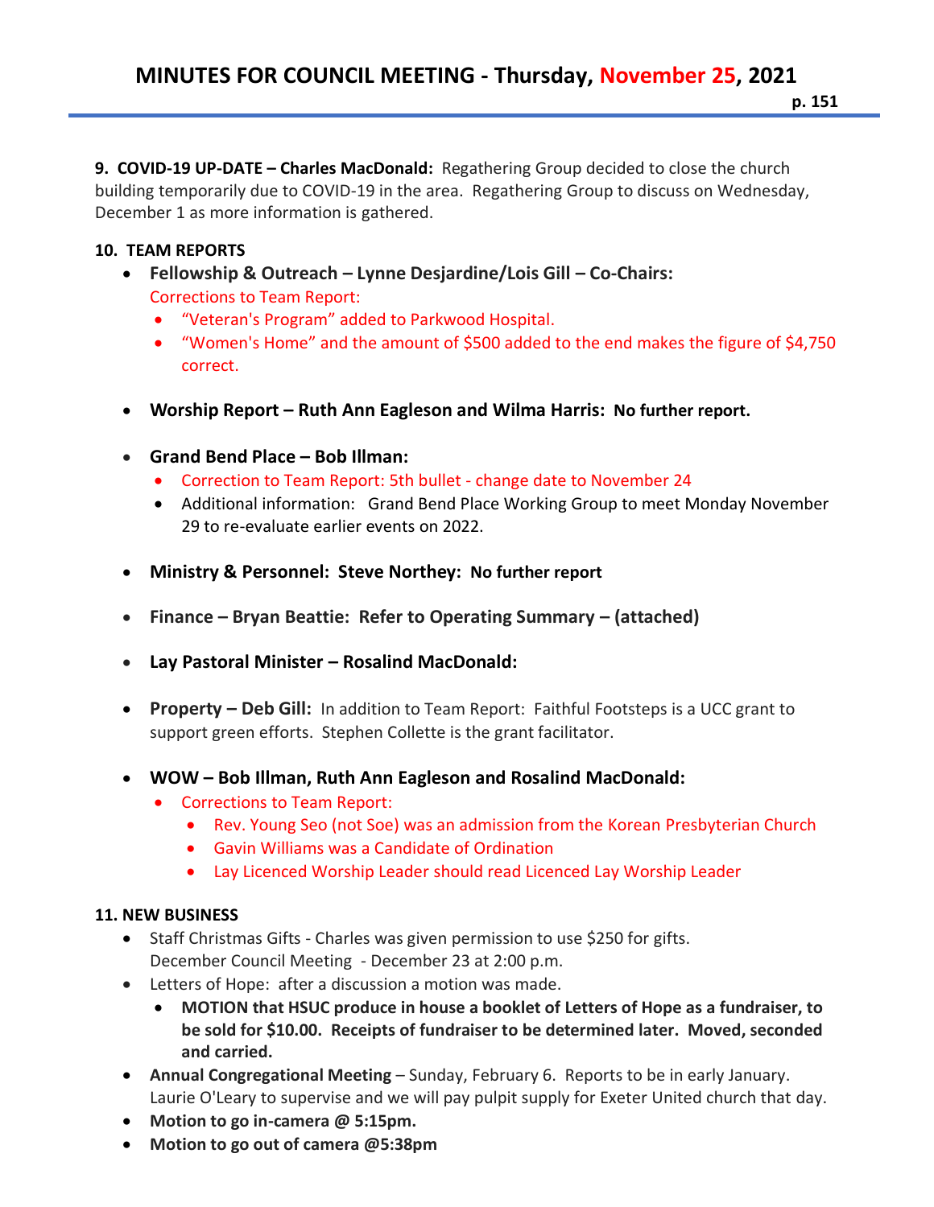**9. COVID-19 UP-DATE – Charles MacDonald:** Regathering Group decided to close the church building temporarily due to COVID-19 in the area. Regathering Group to discuss on Wednesday, December 1 as more information is gathered.

**10. TEAM REPORTS**

- **Fellowship & Outreach – Lynne Desjardine/Lois Gill – Co-Chairs:**
  Corrections to Team Report:
  - "Veteran's Program" added to Parkwood Hospital.
  - "Women's Home" and the amount of $500 added to the end makes the figure of $4,750 correct.

- **Worship Report – Ruth Ann Eagleson and Wilma Harris: No further report.**

- **Grand Bend Place – Bob Illman:**
  - Correction to Team Report: 5th bullet - change date to November 24
  - Additional information: Grand Bend Place Working Group to meet Monday November 29 to re-evaluate earlier events on 2022.

- **Ministry & Personnel: Steve Northey: No further report**

- **Finance – Bryan Beattie: Refer to Operating Summary – (attached)**

- **Lay Pastoral Minister – Rosalind MacDonald:**

- **Property – Deb Gill:** In addition to Team Report: Faithful Footsteps is a UCC grant to support green efforts. Stephen Collette is the grant facilitator.

- **WOW – Bob Illman, Ruth Ann Eagleson and Rosalind MacDonald:**
  - Corrections to Team Report:
    - Rev. Young Seo (not Soe) was an admission from the Korean Presbyterian Church
    - Gavin Williams was a Candidate of Ordination
    - Lay Licenced Worship Leader should read Licenced Lay Worship Leader

**11. NEW BUSINESS**

- Staff Christmas Gifts - Charles was given permission to use $250 for gifts.
  December Council Meeting - December 23 at 2:00 p.m.
- Letters of Hope: after a discussion a motion was made.
  - **MOTION that HSUC produce in house a booklet of Letters of Hope as a fundraiser, to be sold for $10.00. Receipts of fundraiser to be determined later. Moved, seconded and carried.**
- **Annual Congregational Meeting** – Sunday, February 6. Reports to be in early January. Laurie O'Leary to supervise and we will pay pulpit supply for Exeter United church that day.
- **Motion to go in-camera @ 5:15pm.**
- **Motion to go out of camera @5:38pm**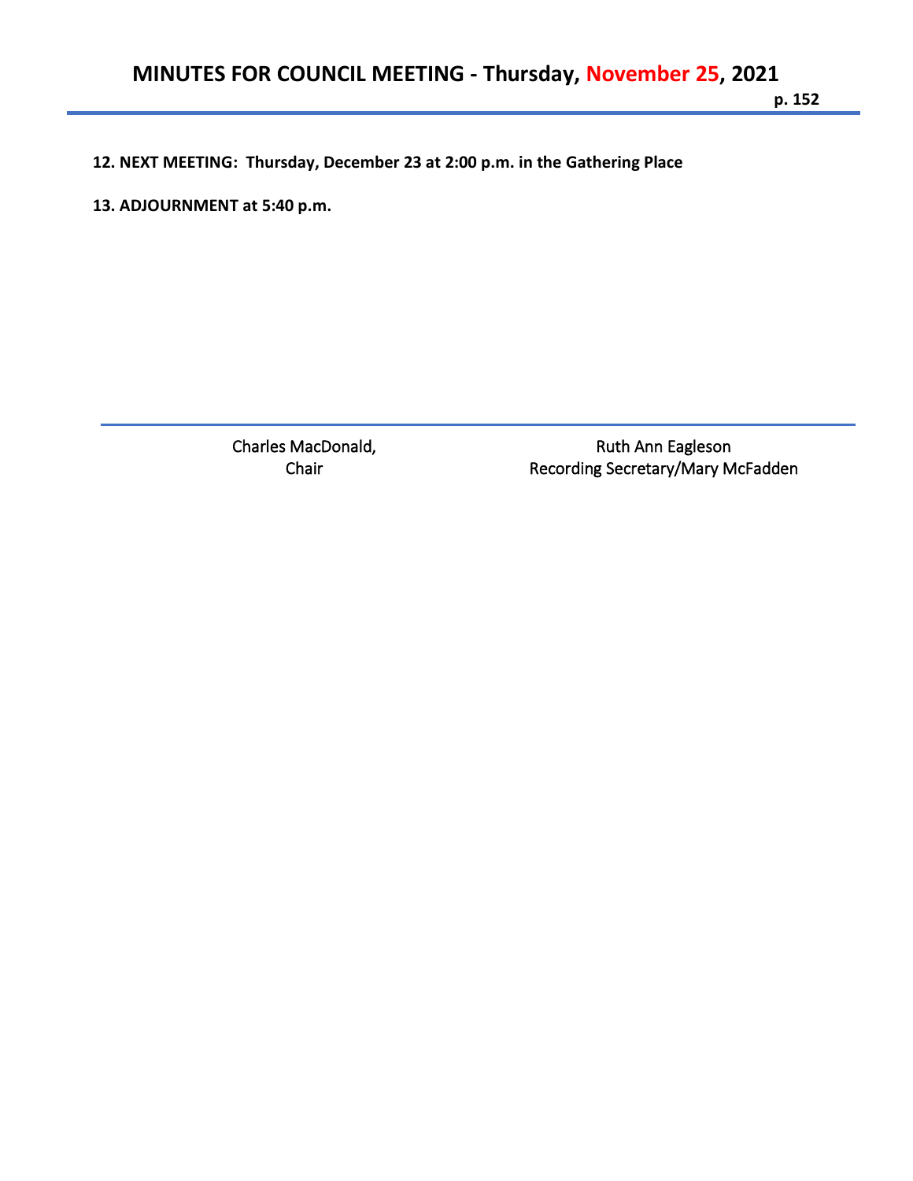**12. NEXT MEETING: Thursday, December 23 at 2:00 p.m. in the Gathering Place**

**13. ADJOURNMENT at 5:40 p.m.**

| | |
|---|---|
| Charles MacDonald,<br>Chair | Ruth Ann Eagleson<br>Recording Secretary/Mary McFadden |